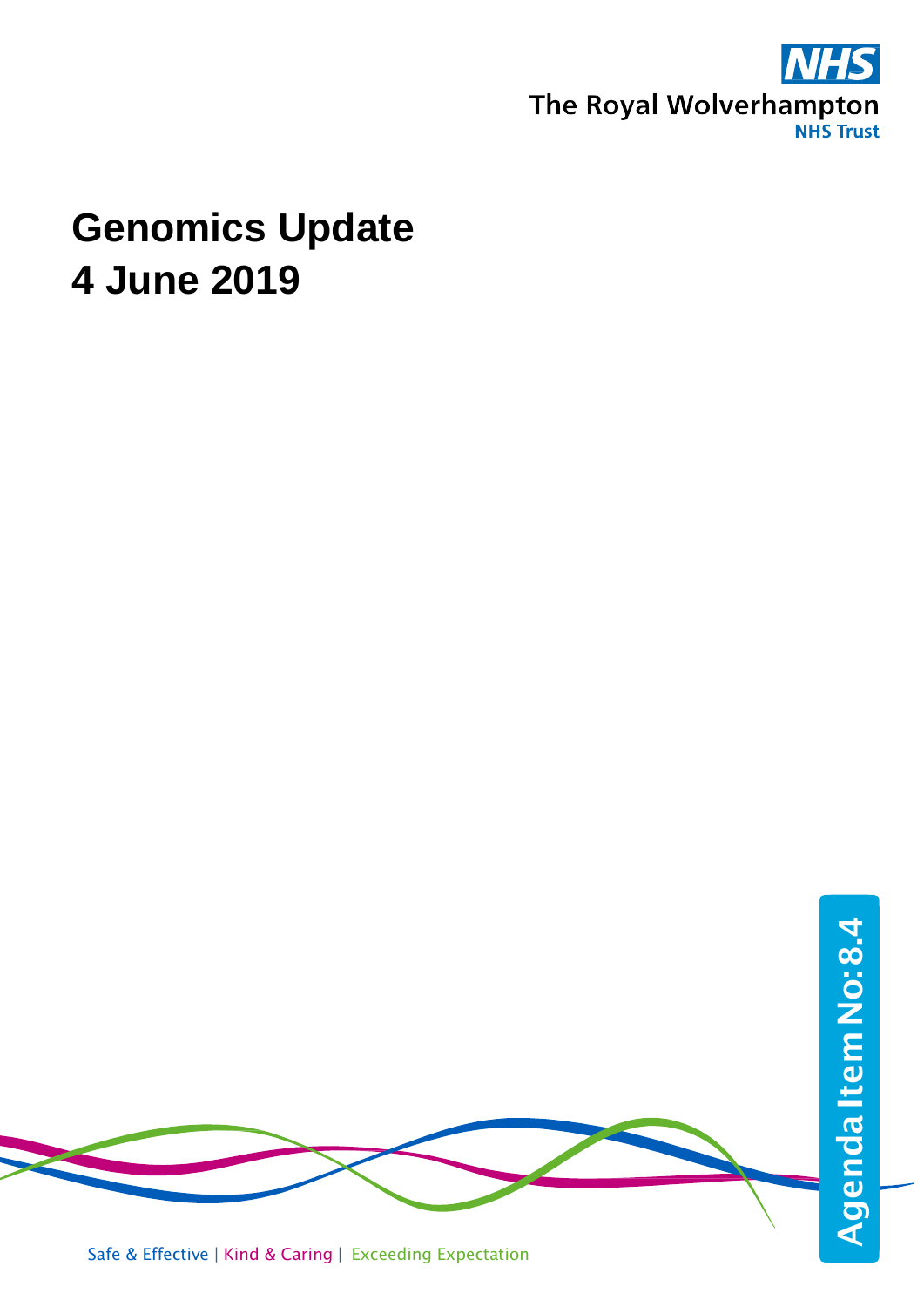The Royal Wolverhampton NHS Trust

# Genomics Update
# 4 June 2019

Agenda Item No: 8.4

Safe & Effective | Kind & Caring | Exceeding Expectation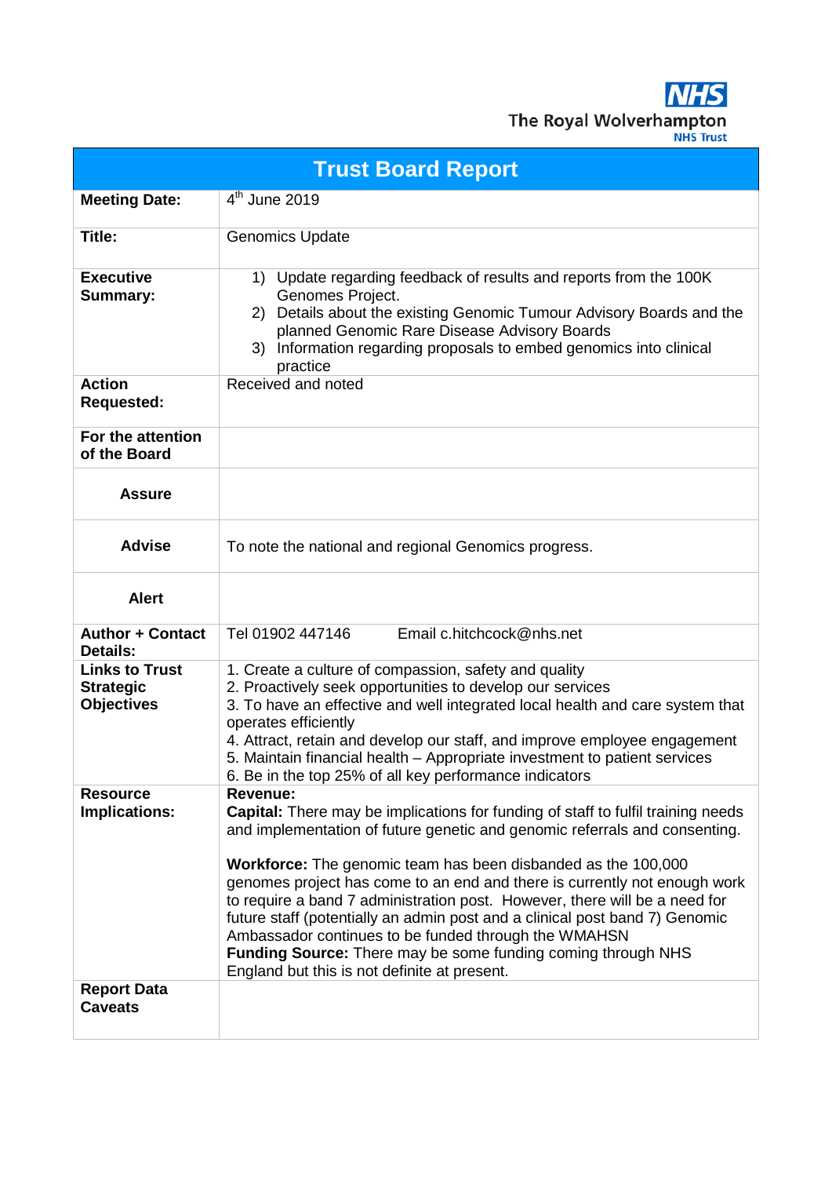The Royal Wolverhampton NHS Trust

# Trust Board Report

| | |
|---|---|
| **Meeting Date:** | 4th June 2019 |
| **Title:** | Genomics Update |
| **Executive Summary:** | 1) Update regarding feedback of results and reports from the 100K Genomes Project.<br>2) Details about the existing Genomic Tumour Advisory Boards and the planned Genomic Rare Disease Advisory Boards<br>3) Information regarding proposals to embed genomics into clinical practice |
| **Action Requested:** | Received and noted |
| **For the attention of the Board** | |
| **Assure** | |
| **Advise** | To note the national and regional Genomics progress. |
| **Alert** | |
| **Author + Contact Details:** | Tel 01902 447146 Email c.hitchcock@nhs.net |
| **Links to Trust Strategic Objectives** | 1. Create a culture of compassion, safety and quality<br>2. Proactively seek opportunities to develop our services<br>3. To have an effective and well integrated local health and care system that operates efficiently<br>4. Attract, retain and develop our staff, and improve employee engagement<br>5. Maintain financial health – Appropriate investment to patient services<br>6. Be in the top 25% of all key performance indicators |
| **Resource Implications:** | **Revenue:**<br>**Capital:** There may be implications for funding of staff to fulfil training needs and implementation of future genetic and genomic referrals and consenting.<br><br>**Workforce:** The genomic team has been disbanded as the 100,000 genomes project has come to an end and there is currently not enough work to require a band 7 administration post. However, there will be a need for future staff (potentially an admin post and a clinical post band 7) Genomic Ambassador continues to be funded through the WMAHSN<br>**Funding Source:** There may be some funding coming through NHS England but this is not definite at present. |
| **Report Data Caveats** | |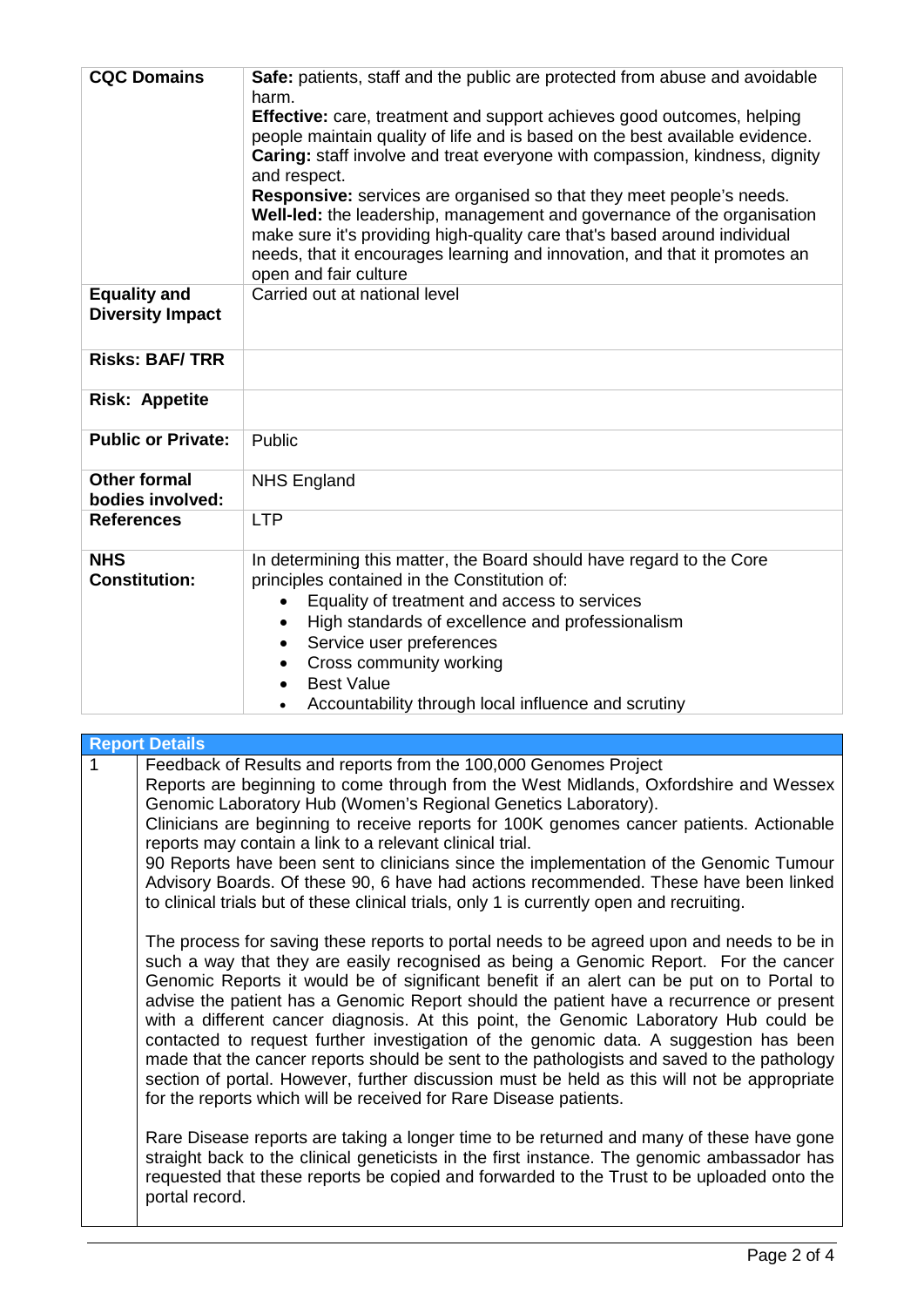| | |
|---|---|
| **CQC Domains** | **Safe:** patients, staff and the public are protected from abuse and avoidable harm.<br>**Effective:** care, treatment and support achieves good outcomes, helping people maintain quality of life and is based on the best available evidence.<br>**Caring:** staff involve and treat everyone with compassion, kindness, dignity and respect.<br>**Responsive:** services are organised so that they meet people's needs.<br>**Well-led:** the leadership, management and governance of the organisation make sure it's providing high-quality care that's based around individual needs, that it encourages learning and innovation, and that it promotes an open and fair culture |
| **Equality and Diversity Impact** | Carried out at national level |
| **Risks: BAF/ TRR** | |
| **Risk: Appetite** | |
| **Public or Private:** | Public |
| **Other formal bodies involved:** | NHS England |
| **References** | LTP |
| **NHS Constitution:** | In determining this matter, the Board should have regard to the Core principles contained in the Constitution of:<br>• Equality of treatment and access to services<br>• High standards of excellence and professionalism<br>• Service user preferences<br>• Cross community working<br>• Best Value<br>• Accountability through local influence and scrutiny |

| **Report Details** | |
|---|---|
| 1 | Feedback of Results and reports from the 100,000 Genomes Project<br>Reports are beginning to come through from the West Midlands, Oxfordshire and Wessex Genomic Laboratory Hub (Women's Regional Genetics Laboratory).<br>Clinicians are beginning to receive reports for 100K genomes cancer patients. Actionable reports may contain a link to a relevant clinical trial.<br>90 Reports have been sent to clinicians since the implementation of the Genomic Tumour Advisory Boards. Of these 90, 6 have had actions recommended. These have been linked to clinical trials but of these clinical trials, only 1 is currently open and recruiting.<br><br>The process for saving these reports to portal needs to be agreed upon and needs to be in such a way that they are easily recognised as being a Genomic Report. For the cancer Genomic Reports it would be of significant benefit if an alert can be put on to Portal to advise the patient has a Genomic Report should the patient have a recurrence or present with a different cancer diagnosis. At this point, the Genomic Laboratory Hub could be contacted to request further investigation of the genomic data. A suggestion has been made that the cancer reports should be sent to the pathologists and saved to the pathology section of portal. However, further discussion must be held as this will not be appropriate for the reports which will be received for Rare Disease patients.<br><br>Rare Disease reports are taking a longer time to be returned and many of these have gone straight back to the clinical geneticists in the first instance. The genomic ambassador has requested that these reports be copied and forwarded to the Trust to be uploaded onto the portal record. |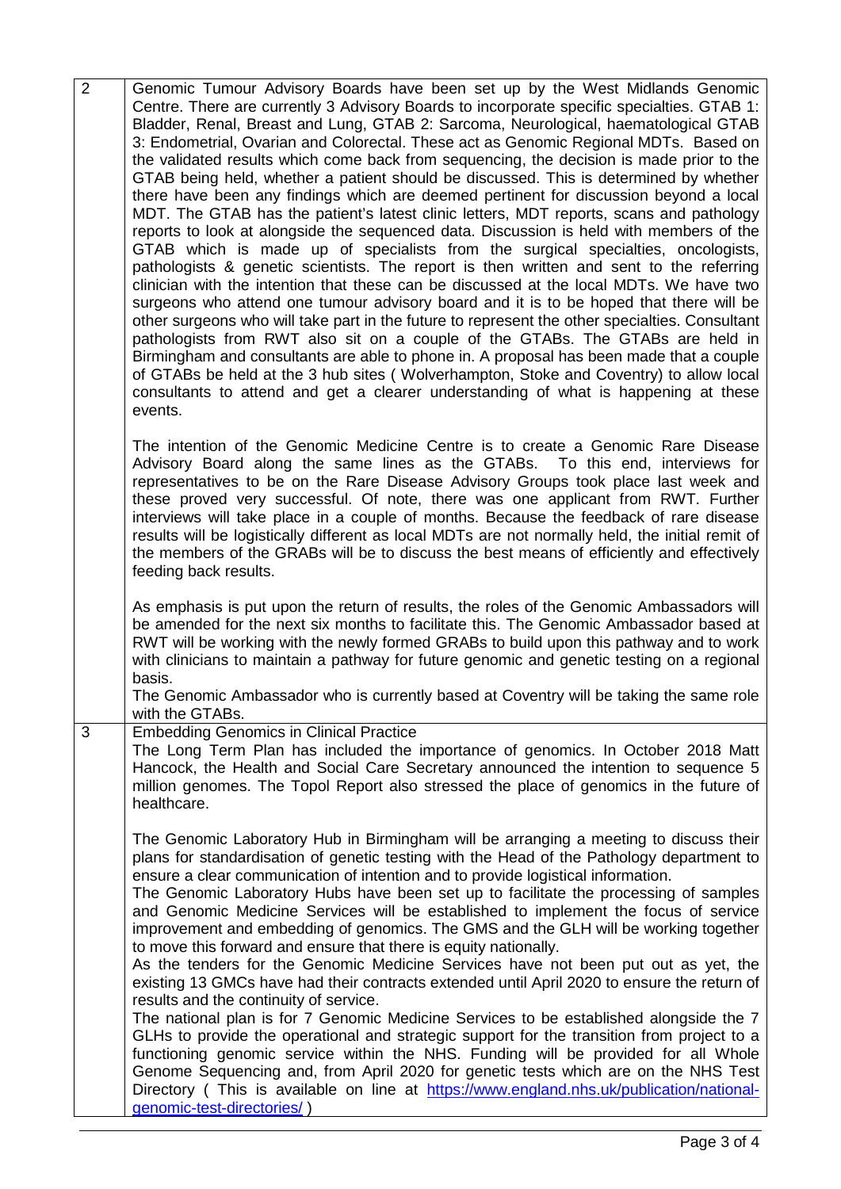| | |
|---|---|
| 2 | Genomic Tumour Advisory Boards have been set up by the West Midlands Genomic Centre. There are currently 3 Advisory Boards to incorporate specific specialties. GTAB 1: Bladder, Renal, Breast and Lung, GTAB 2: Sarcoma, Neurological, haematological GTAB 3: Endometrial, Ovarian and Colorectal. These act as Genomic Regional MDTs. Based on the validated results which come back from sequencing, the decision is made prior to the GTAB being held, whether a patient should be discussed. This is determined by whether there have been any findings which are deemed pertinent for discussion beyond a local MDT. The GTAB has the patient's latest clinic letters, MDT reports, scans and pathology reports to look at alongside the sequenced data. Discussion is held with members of the GTAB which is made up of specialists from the surgical specialties, oncologists, pathologists & genetic scientists. The report is then written and sent to the referring clinician with the intention that these can be discussed at the local MDTs. We have two surgeons who attend one tumour advisory board and it is to be hoped that there will be other surgeons who will take part in the future to represent the other specialties. Consultant pathologists from RWT also sit on a couple of the GTABs. The GTABs are held in Birmingham and consultants are able to phone in. A proposal has been made that a couple of GTABs be held at the 3 hub sites ( Wolverhampton, Stoke and Coventry) to allow local consultants to attend and get a clearer understanding of what is happening at these events.<br><br>The intention of the Genomic Medicine Centre is to create a Genomic Rare Disease Advisory Board along the same lines as the GTABs. To this end, interviews for representatives to be on the Rare Disease Advisory Groups took place last week and these proved very successful. Of note, there was one applicant from RWT. Further interviews will take place in a couple of months. Because the feedback of rare disease results will be logistically different as local MDTs are not normally held, the initial remit of the members of the GRABs will be to discuss the best means of efficiently and effectively feeding back results.<br><br>As emphasis is put upon the return of results, the roles of the Genomic Ambassadors will be amended for the next six months to facilitate this. The Genomic Ambassador based at RWT will be working with the newly formed GRABs to build upon this pathway and to work with clinicians to maintain a pathway for future genomic and genetic testing on a regional basis.<br>The Genomic Ambassador who is currently based at Coventry will be taking the same role with the GTABs. |
| 3 | Embedding Genomics in Clinical Practice<br>The Long Term Plan has included the importance of genomics. In October 2018 Matt Hancock, the Health and Social Care Secretary announced the intention to sequence 5 million genomes. The Topol Report also stressed the place of genomics in the future of healthcare.<br><br>The Genomic Laboratory Hub in Birmingham will be arranging a meeting to discuss their plans for standardisation of genetic testing with the Head of the Pathology department to ensure a clear communication of intention and to provide logistical information.<br>The Genomic Laboratory Hubs have been set up to facilitate the processing of samples and Genomic Medicine Services will be established to implement the focus of service improvement and embedding of genomics. The GMS and the GLH will be working together to move this forward and ensure that there is equity nationally.<br>As the tenders for the Genomic Medicine Services have not been put out as yet, the existing 13 GMCs have had their contracts extended until April 2020 to ensure the return of results and the continuity of service.<br>The national plan is for 7 Genomic Medicine Services to be established alongside the 7 GLHs to provide the operational and strategic support for the transition from project to a functioning genomic service within the NHS. Funding will be provided for all Whole Genome Sequencing and, from April 2020 for genetic tests which are on the NHS Test Directory ( This is available on line at https://www.england.nhs.uk/publication/national-genomic-test-directories/ ) |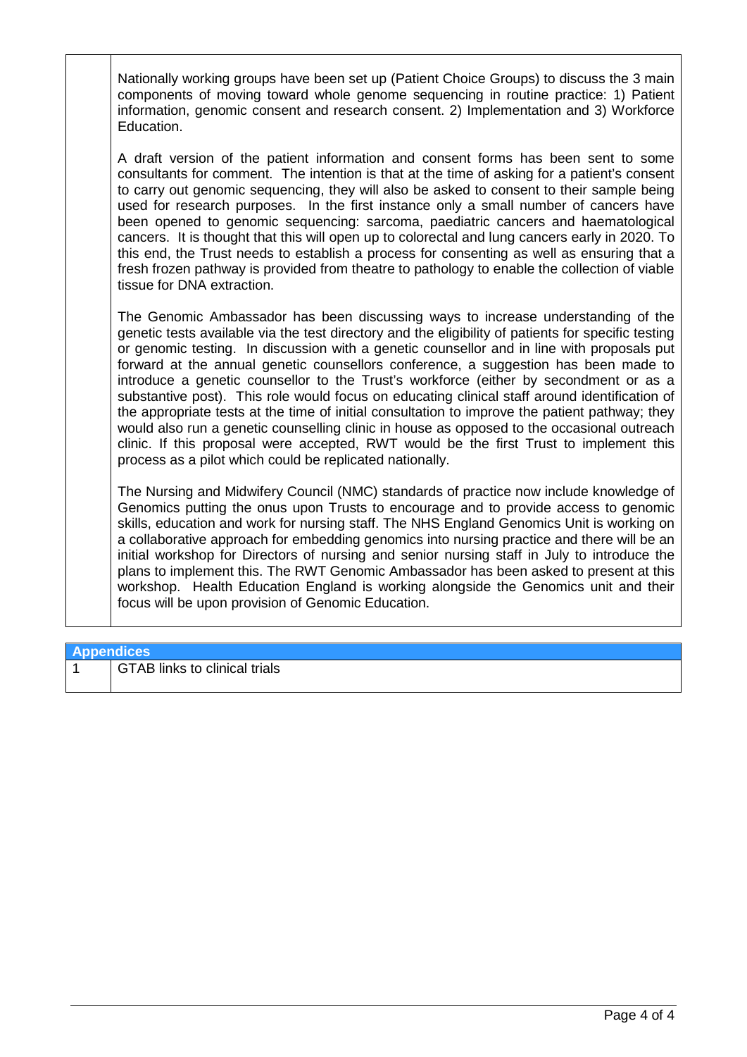Nationally working groups have been set up (Patient Choice Groups) to discuss the 3 main components of moving toward whole genome sequencing in routine practice: 1) Patient information, genomic consent and research consent. 2) Implementation and 3) Workforce Education.

A draft version of the patient information and consent forms has been sent to some consultants for comment. The intention is that at the time of asking for a patient's consent to carry out genomic sequencing, they will also be asked to consent to their sample being used for research purposes. In the first instance only a small number of cancers have been opened to genomic sequencing: sarcoma, paediatric cancers and haematological cancers. It is thought that this will open up to colorectal and lung cancers early in 2020. To this end, the Trust needs to establish a process for consenting as well as ensuring that a fresh frozen pathway is provided from theatre to pathology to enable the collection of viable tissue for DNA extraction.

The Genomic Ambassador has been discussing ways to increase understanding of the genetic tests available via the test directory and the eligibility of patients for specific testing or genomic testing. In discussion with a genetic counsellor and in line with proposals put forward at the annual genetic counsellors conference, a suggestion has been made to introduce a genetic counsellor to the Trust's workforce (either by secondment or as a substantive post). This role would focus on educating clinical staff around identification of the appropriate tests at the time of initial consultation to improve the patient pathway; they would also run a genetic counselling clinic in house as opposed to the occasional outreach clinic. If this proposal were accepted, RWT would be the first Trust to implement this process as a pilot which could be replicated nationally.

The Nursing and Midwifery Council (NMC) standards of practice now include knowledge of Genomics putting the onus upon Trusts to encourage and to provide access to genomic skills, education and work for nursing staff. The NHS England Genomics Unit is working on a collaborative approach for embedding genomics into nursing practice and there will be an initial workshop for Directors of nursing and senior nursing staff in July to introduce the plans to implement this. The RWT Genomic Ambassador has been asked to present at this workshop. Health Education England is working alongside the Genomics unit and their focus will be upon provision of Genomic Education.

| **Appendices** | |
|---|---|
| 1 | GTAB links to clinical trials |